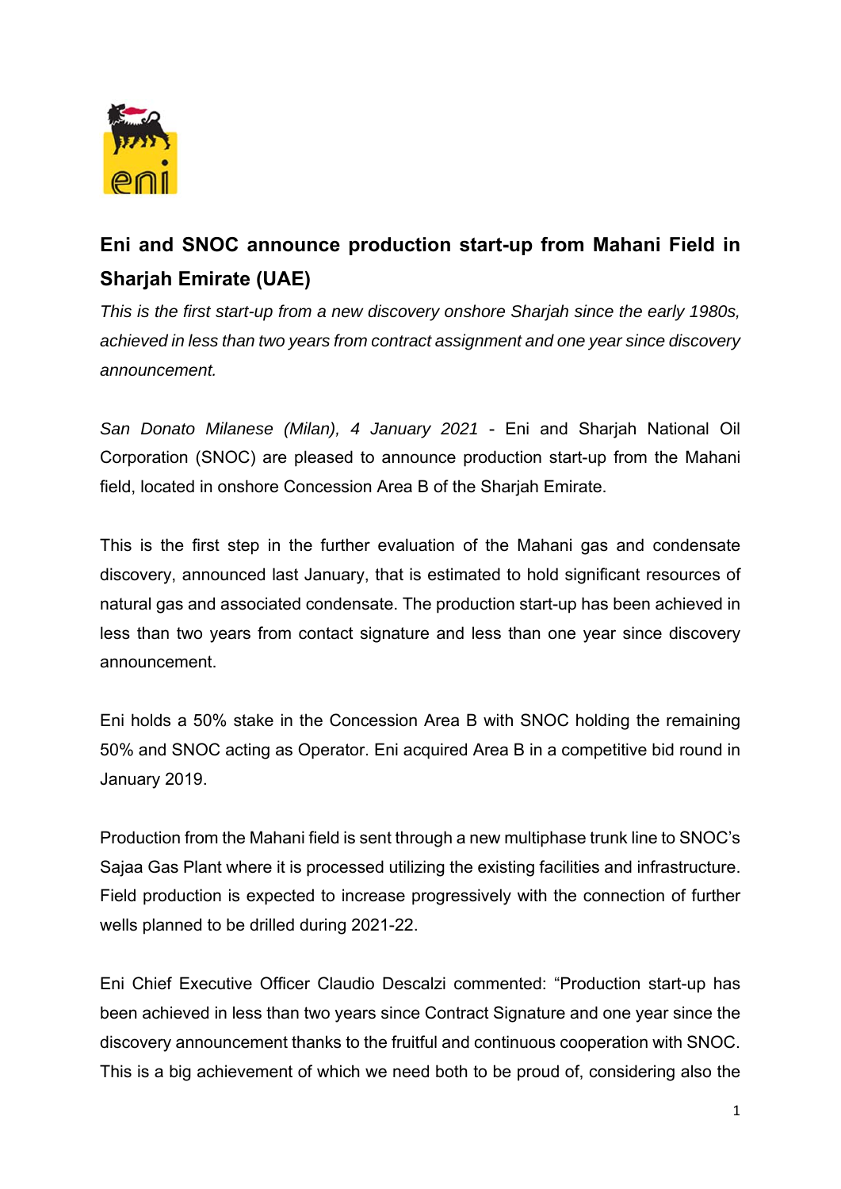# Eni and SNOC announce production start-up from Mahani Field in Sharjah Emirate (UAE)

*This is the first start-up from a new discovery onshore Sharjah since the early 1980s, achieved in less than two years from contract assignment and one year since discovery announcement.*

*San Donato Milanese (Milan), 4 January 2021* - Eni and Sharjah National Oil Corporation (SNOC) are pleased to announce production start-up from the Mahani field, located in onshore Concession Area B of the Sharjah Emirate.

This is the first step in the further evaluation of the Mahani gas and condensate discovery, announced last January, that is estimated to hold significant resources of natural gas and associated condensate. The production start-up has been achieved in less than two years from contact signature and less than one year since discovery announcement.

Eni holds a 50% stake in the Concession Area B with SNOC holding the remaining 50% and SNOC acting as Operator. Eni acquired Area B in a competitive bid round in January 2019.

Production from the Mahani field is sent through a new multiphase trunk line to SNOC's Sajaa Gas Plant where it is processed utilizing the existing facilities and infrastructure. Field production is expected to increase progressively with the connection of further wells planned to be drilled during 2021-22.

Eni Chief Executive Officer Claudio Descalzi commented: "Production start-up has been achieved in less than two years since Contract Signature and one year since the discovery announcement thanks to the fruitful and continuous cooperation with SNOC. This is a big achievement of which we need both to be proud of, considering also the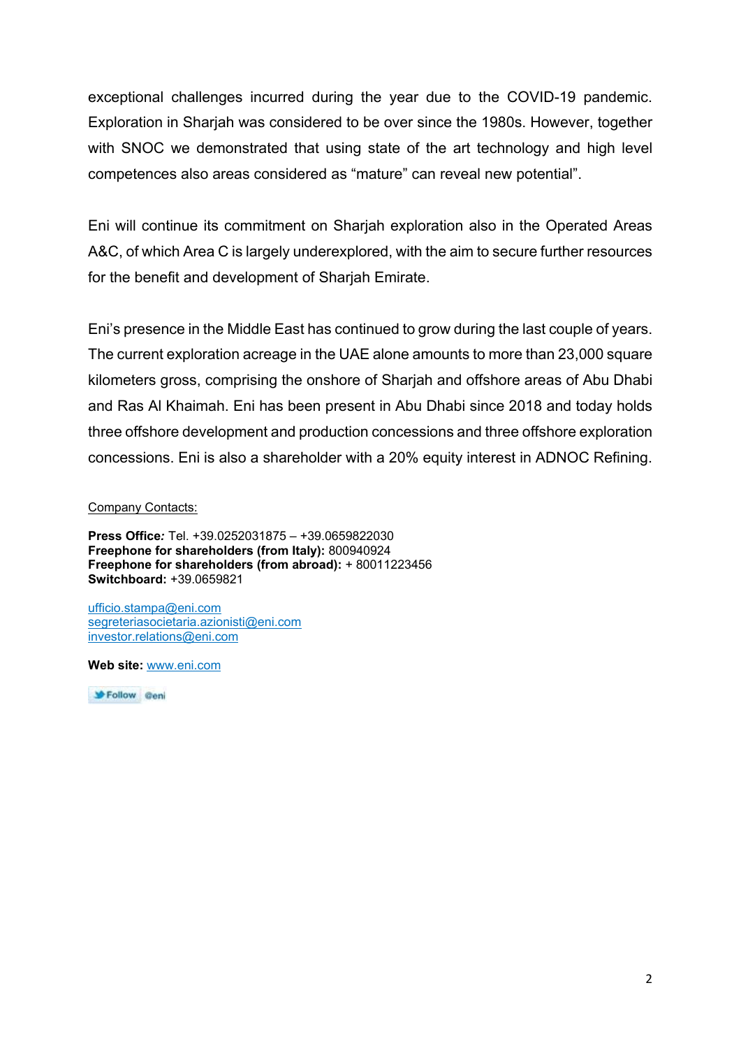exceptional challenges incurred during the year due to the COVID-19 pandemic. Exploration in Sharjah was considered to be over since the 1980s. However, together with SNOC we demonstrated that using state of the art technology and high level competences also areas considered as "mature" can reveal new potential".

Eni will continue its commitment on Sharjah exploration also in the Operated Areas A&C, of which Area C is largely underexplored, with the aim to secure further resources for the benefit and development of Sharjah Emirate.

Eni's presence in the Middle East has continued to grow during the last couple of years. The current exploration acreage in the UAE alone amounts to more than 23,000 square kilometers gross, comprising the onshore of Sharjah and offshore areas of Abu Dhabi and Ras Al Khaimah. Eni has been present in Abu Dhabi since 2018 and today holds three offshore development and production concessions and three offshore exploration concessions. Eni is also a shareholder with a 20% equity interest in ADNOC Refining.

Company Contacts:

**Press Office***:* Tel. +39.0252031875 – +39.0659822030
**Freephone for shareholders (from Italy):** 800940924
**Freephone for shareholders (from abroad):** + 80011223456
**Switchboard:** +39.0659821

ufficio.stampa@eni.com
segreteriasocietaria.azionisti@eni.com
investor.relations@eni.com

**Web site:** www.eni.com

Follow @eni